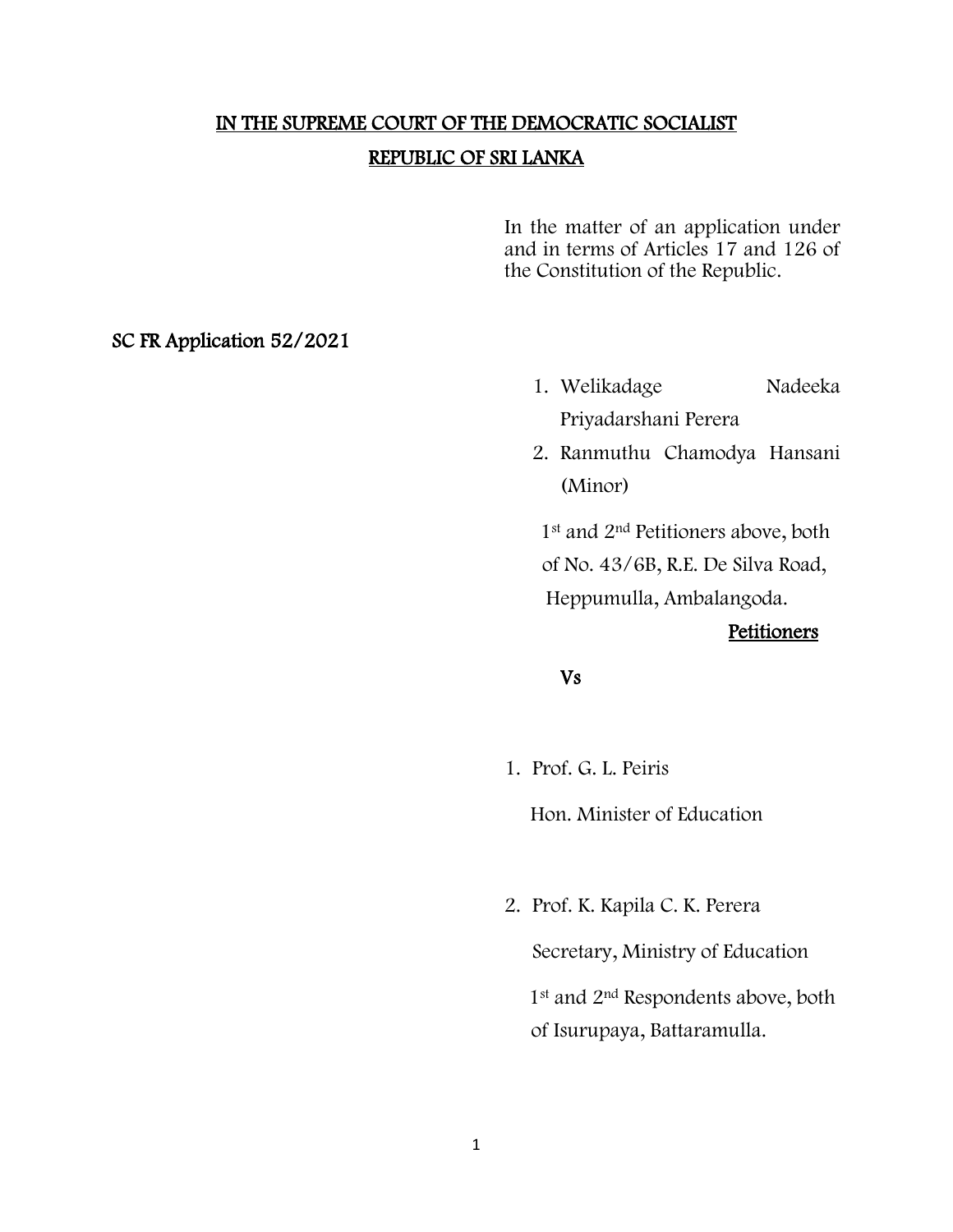# IN THE SUPREME COURT OF THE DEMOCRATIC SOCIALIST REPUBLIC OF SRI LANKA

In the matter of an application under and in terms of Articles 17 and 126 of the Constitution of the Republic.

**SC FR Application 52/2021**

1. Welikadage Nadeeka Priyadarshani Perera
2. Ranmuthu Chamodya Hansani (Minor)

1st and 2nd Petitioners above, both of No. 43/6B, R.E. De Silva Road, Heppumulla, Ambalangoda.

**Petitioners**

**Vs**

1. Prof. G. L. Peiris

   Hon. Minister of Education

2. Prof. K. Kapila C. K. Perera

   Secretary, Ministry of Education

   1st and 2nd Respondents above, both of Isurupaya, Battaramulla.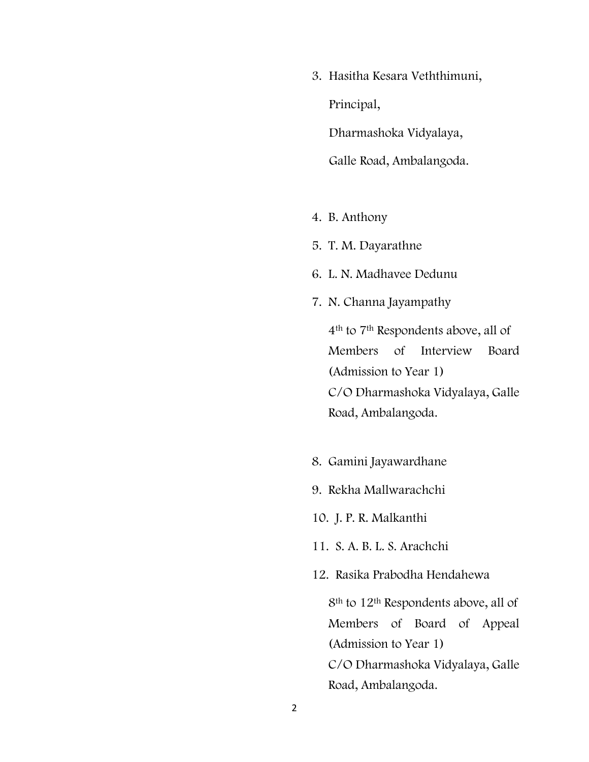3. Hasitha Kesara Veththimuni,

   Principal,

   Dharmashoka Vidyalaya,

   Galle Road, Ambalangoda.

4. B. Anthony
5. T. M. Dayarathne
6. L. N. Madhavee Dedunu
7. N. Channa Jayampathy

   4th to 7th Respondents above, all of Members of Interview Board (Admission to Year 1)
   C/O Dharmashoka Vidyalaya, Galle Road, Ambalangoda.

8. Gamini Jayawardhane
9. Rekha Mallwarachchi
10. J. P. R. Malkanthi
11. S. A. B. L. S. Arachchi
12. Rasika Prabodha Hendahewa

    8th to 12th Respondents above, all of Members of Board of Appeal (Admission to Year 1)
    C/O Dharmashoka Vidyalaya, Galle Road, Ambalangoda.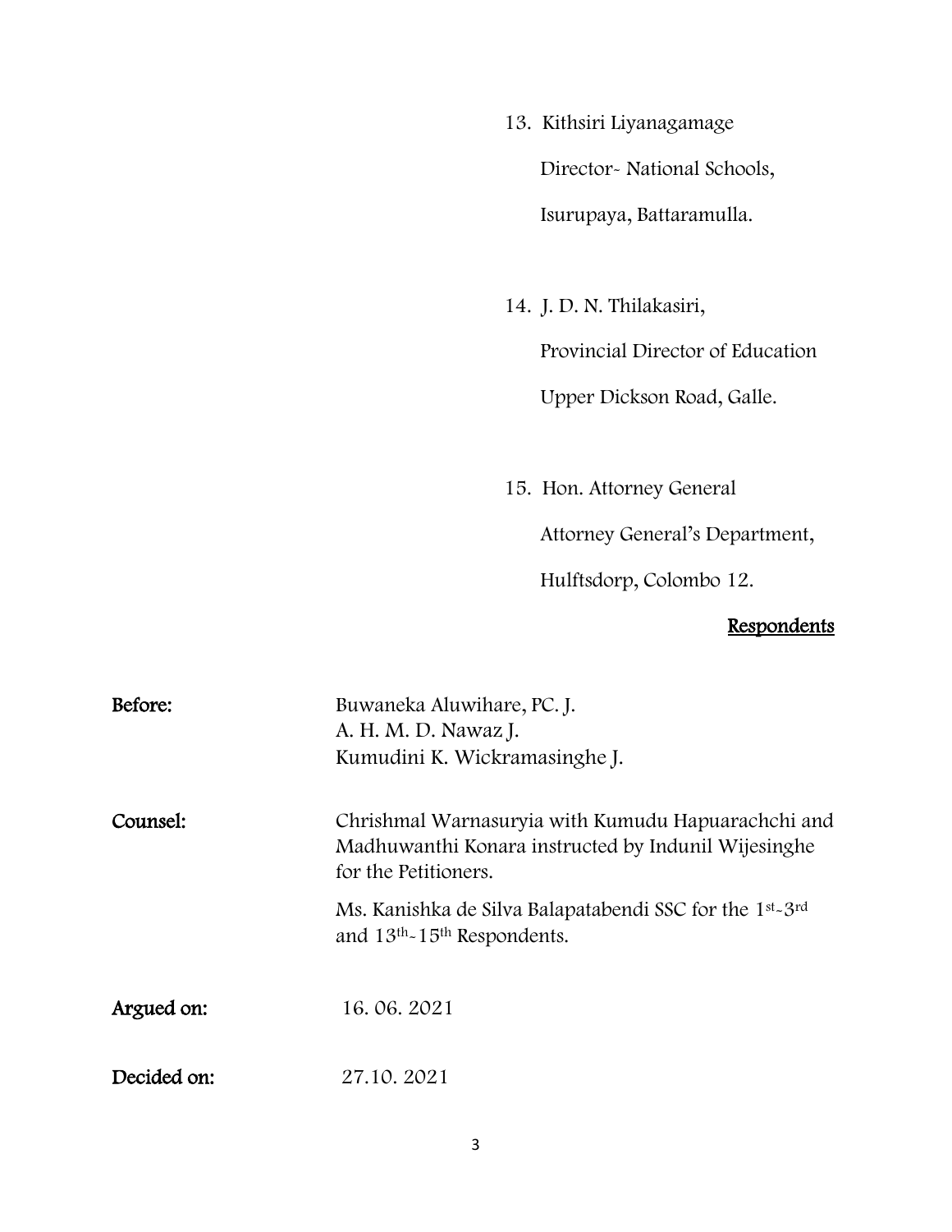13. Kithsiri Liyanagamage

    Director- National Schools,

    Isurupaya, Battaramulla.

14. J. D. N. Thilakasiri,

    Provincial Director of Education

    Upper Dickson Road, Galle.

15. Hon. Attorney General

    Attorney General's Department,

    Hulftsdorp, Colombo 12.

**Respondents**

**Before:** Buwaneka Aluwihare, PC. J.
A. H. M. D. Nawaz J.
Kumudini K. Wickramasinghe J.

**Counsel:** Chrishmal Warnasuryia with Kumudu Hapuarachchi and Madhuwanthi Konara instructed by Indunil Wijesinghe for the Petitioners.

Ms. Kanishka de Silva Balapatabendi SSC for the 1st-3rd and 13th-15th Respondents.

**Argued on:** 16. 06. 2021

**Decided on:** 27.10. 2021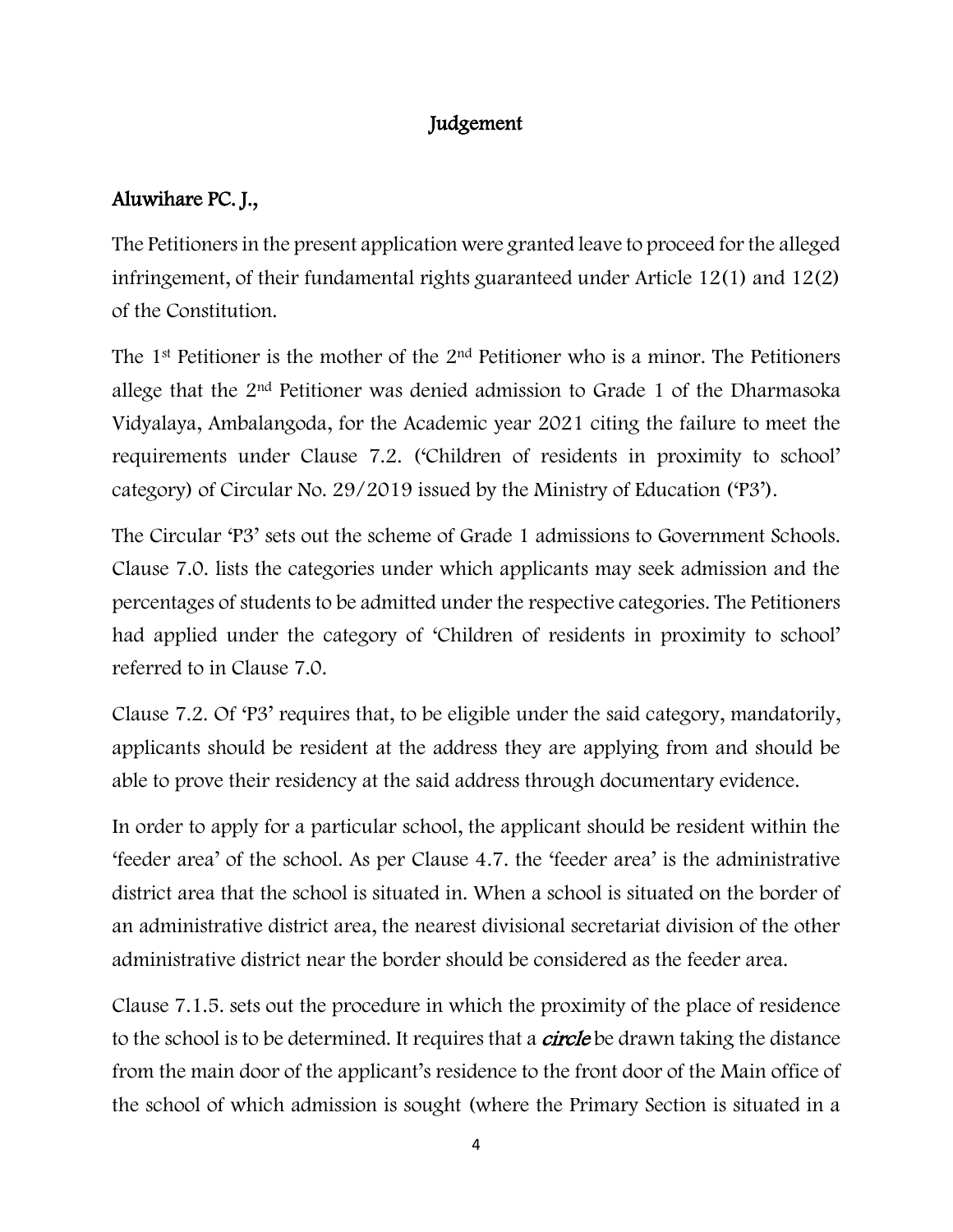## Judgement

**Aluwihare PC. J.,**

The Petitioners in the present application were granted leave to proceed for the alleged infringement, of their fundamental rights guaranteed under Article 12(1) and 12(2) of the Constitution.

The 1st Petitioner is the mother of the 2nd Petitioner who is a minor. The Petitioners allege that the 2nd Petitioner was denied admission to Grade 1 of the Dharmasoka Vidyalaya, Ambalangoda, for the Academic year 2021 citing the failure to meet the requirements under Clause 7.2. ('Children of residents in proximity to school' category) of Circular No. 29/2019 issued by the Ministry of Education ('P3').

The Circular 'P3' sets out the scheme of Grade 1 admissions to Government Schools. Clause 7.0. lists the categories under which applicants may seek admission and the percentages of students to be admitted under the respective categories. The Petitioners had applied under the category of 'Children of residents in proximity to school' referred to in Clause 7.0.

Clause 7.2. Of 'P3' requires that, to be eligible under the said category, mandatorily, applicants should be resident at the address they are applying from and should be able to prove their residency at the said address through documentary evidence.

In order to apply for a particular school, the applicant should be resident within the 'feeder area' of the school. As per Clause 4.7. the 'feeder area' is the administrative district area that the school is situated in. When a school is situated on the border of an administrative district area, the nearest divisional secretariat division of the other administrative district near the border should be considered as the feeder area.

Clause 7.1.5. sets out the procedure in which the proximity of the place of residence to the school is to be determined. It requires that a ***circle*** be drawn taking the distance from the main door of the applicant's residence to the front door of the Main office of the school of which admission is sought (where the Primary Section is situated in a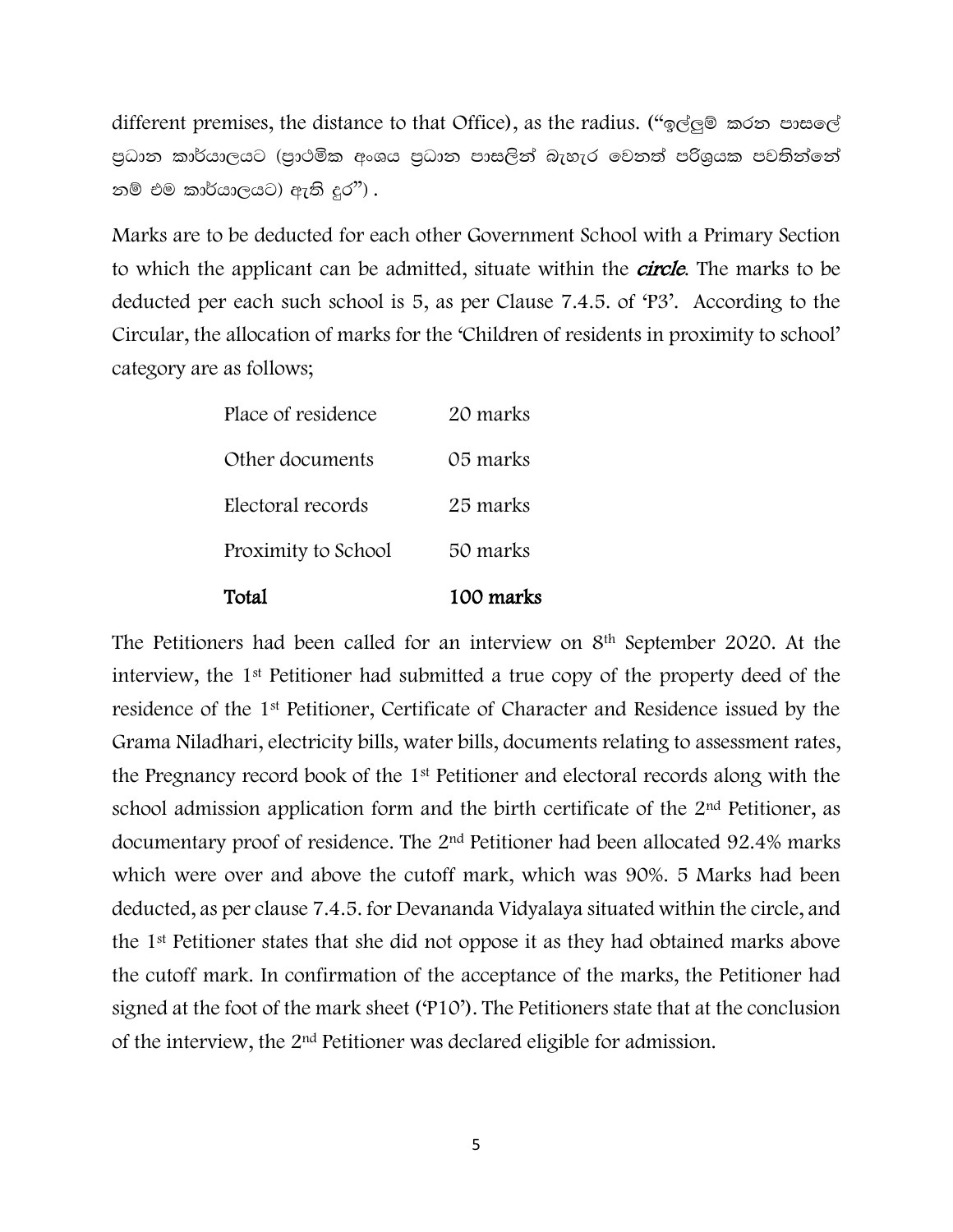different premises, the distance to that Office), as the radius. ("ඉල්ලුම් කරන පාසලේ ප්‍රධාන කාර්යාලයට (ප්‍රාථමික අංශය ප්‍රධාන පාසලින් බැහැර වෙනත් පරිශ්‍රයක පවතින්නේ නම් එම කාර්යාලයට) ඇති දුර") .

Marks are to be deducted for each other Government School with a Primary Section to which the applicant can be admitted, situate within the ***circle***. The marks to be deducted per each such school is 5, as per Clause 7.4.5. of 'P3'. According to the Circular, the allocation of marks for the 'Children of residents in proximity to school' category are as follows;

| | |
|---|---|
| Place of residence | 20 marks |
| Other documents | 05 marks |
| Electoral records | 25 marks |
| Proximity to School | 50 marks |
| **Total** | **100 marks** |

The Petitioners had been called for an interview on 8th September 2020. At the interview, the 1st Petitioner had submitted a true copy of the property deed of the residence of the 1st Petitioner, Certificate of Character and Residence issued by the Grama Niladhari, electricity bills, water bills, documents relating to assessment rates, the Pregnancy record book of the 1st Petitioner and electoral records along with the school admission application form and the birth certificate of the 2nd Petitioner, as documentary proof of residence. The 2nd Petitioner had been allocated 92.4% marks which were over and above the cutoff mark, which was 90%. 5 Marks had been deducted, as per clause 7.4.5. for Devananda Vidyalaya situated within the circle, and the 1st Petitioner states that she did not oppose it as they had obtained marks above the cutoff mark. In confirmation of the acceptance of the marks, the Petitioner had signed at the foot of the mark sheet ('P10'). The Petitioners state that at the conclusion of the interview, the 2nd Petitioner was declared eligible for admission.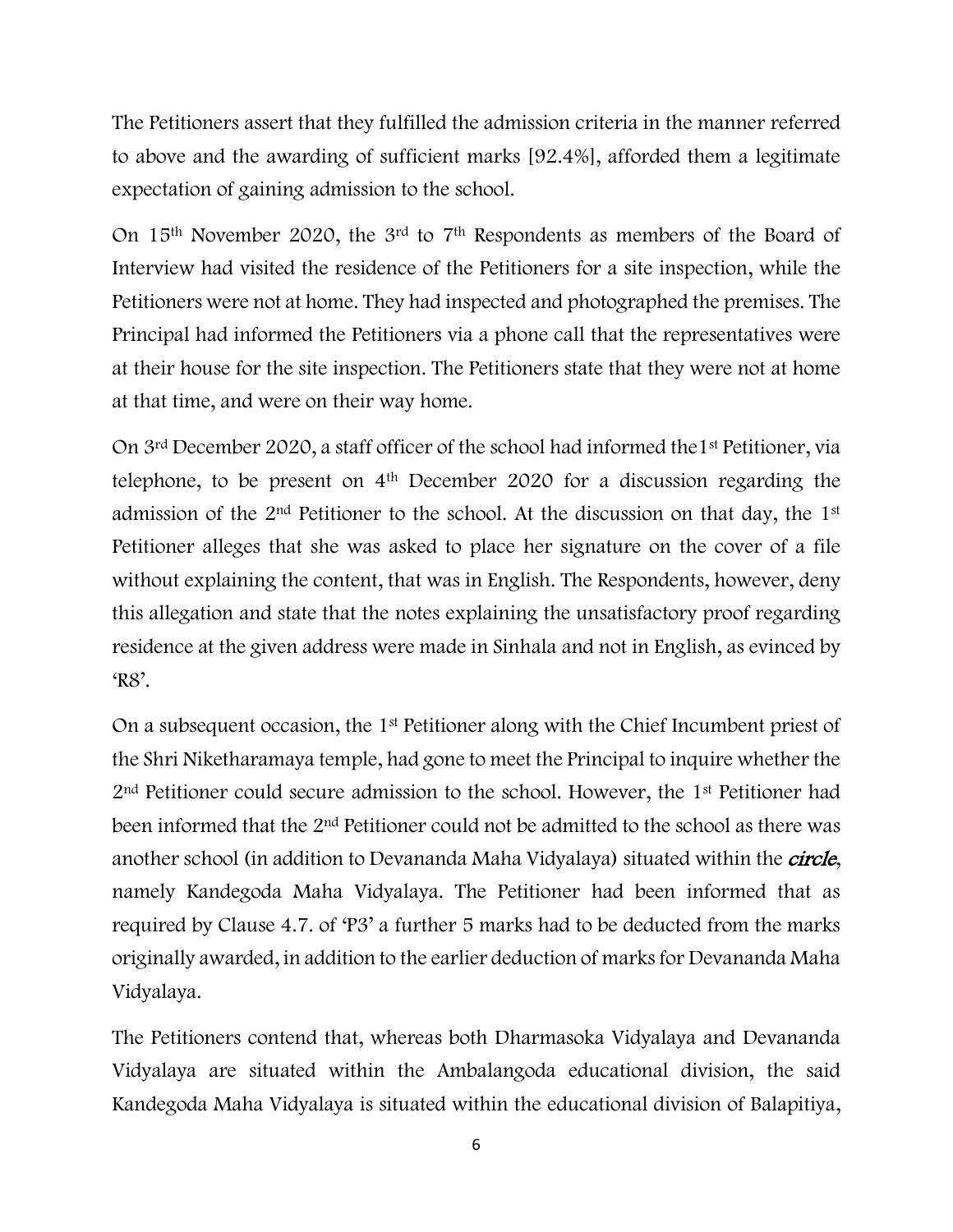The Petitioners assert that they fulfilled the admission criteria in the manner referred to above and the awarding of sufficient marks [92.4%], afforded them a legitimate expectation of gaining admission to the school.

On 15th November 2020, the 3rd to 7th Respondents as members of the Board of Interview had visited the residence of the Petitioners for a site inspection, while the Petitioners were not at home. They had inspected and photographed the premises. The Principal had informed the Petitioners via a phone call that the representatives were at their house for the site inspection. The Petitioners state that they were not at home at that time, and were on their way home.

On 3rd December 2020, a staff officer of the school had informed the1st Petitioner, via telephone, to be present on 4th December 2020 for a discussion regarding the admission of the 2nd Petitioner to the school. At the discussion on that day, the 1st Petitioner alleges that she was asked to place her signature on the cover of a file without explaining the content, that was in English. The Respondents, however, deny this allegation and state that the notes explaining the unsatisfactory proof regarding residence at the given address were made in Sinhala and not in English, as evinced by 'R8'.

On a subsequent occasion, the 1st Petitioner along with the Chief Incumbent priest of the Shri Niketharamaya temple, had gone to meet the Principal to inquire whether the 2nd Petitioner could secure admission to the school. However, the 1st Petitioner had been informed that the 2nd Petitioner could not be admitted to the school as there was another school (in addition to Devananda Maha Vidyalaya) situated within the ***circle***, namely Kandegoda Maha Vidyalaya. The Petitioner had been informed that as required by Clause 4.7. of 'P3' a further 5 marks had to be deducted from the marks originally awarded, in addition to the earlier deduction of marks for Devananda Maha Vidyalaya.

The Petitioners contend that, whereas both Dharmasoka Vidyalaya and Devananda Vidyalaya are situated within the Ambalangoda educational division, the said Kandegoda Maha Vidyalaya is situated within the educational division of Balapitiya,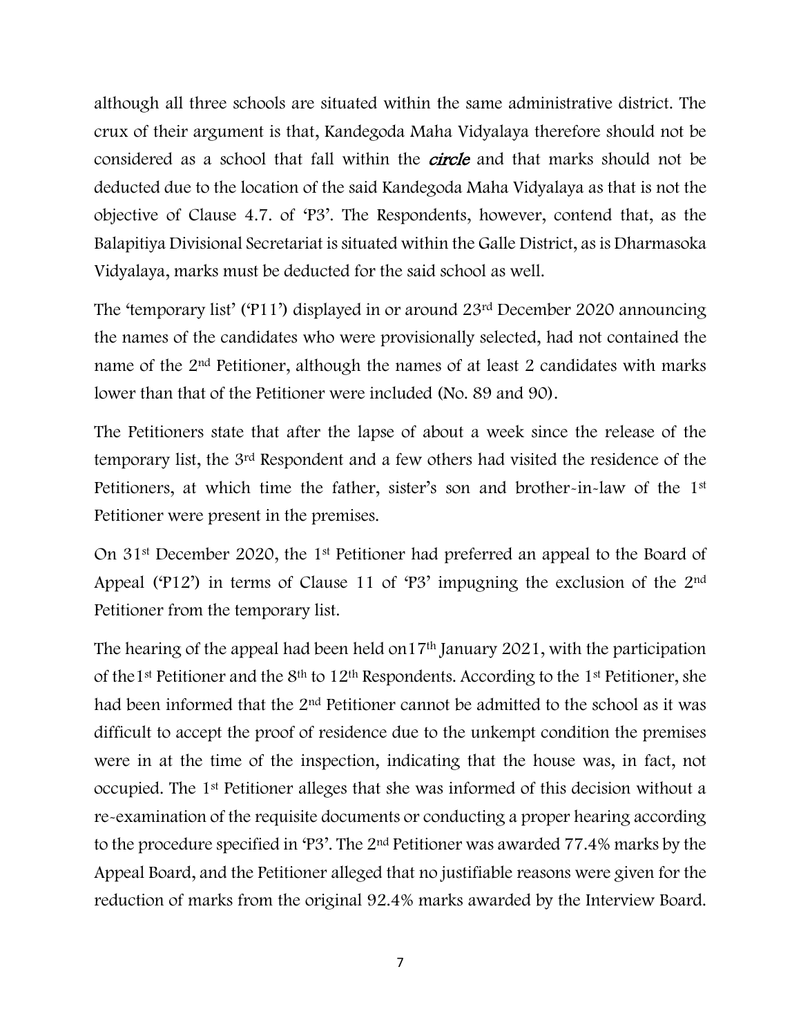although all three schools are situated within the same administrative district. The crux of their argument is that, Kandegoda Maha Vidyalaya therefore should not be considered as a school that fall within the ***circle*** and that marks should not be deducted due to the location of the said Kandegoda Maha Vidyalaya as that is not the objective of Clause 4.7. of 'P3'. The Respondents, however, contend that, as the Balapitiya Divisional Secretariat is situated within the Galle District, as is Dharmasoka Vidyalaya, marks must be deducted for the said school as well.

The 'temporary list' ('P11') displayed in or around 23rd December 2020 announcing the names of the candidates who were provisionally selected, had not contained the name of the 2nd Petitioner, although the names of at least 2 candidates with marks lower than that of the Petitioner were included (No. 89 and 90).

The Petitioners state that after the lapse of about a week since the release of the temporary list, the 3rd Respondent and a few others had visited the residence of the Petitioners, at which time the father, sister's son and brother-in-law of the 1st Petitioner were present in the premises.

On 31st December 2020, the 1st Petitioner had preferred an appeal to the Board of Appeal ('P12') in terms of Clause 11 of 'P3' impugning the exclusion of the 2nd Petitioner from the temporary list.

The hearing of the appeal had been held on17th January 2021, with the participation of the1st Petitioner and the 8th to 12th Respondents. According to the 1st Petitioner, she had been informed that the 2nd Petitioner cannot be admitted to the school as it was difficult to accept the proof of residence due to the unkempt condition the premises were in at the time of the inspection, indicating that the house was, in fact, not occupied. The 1st Petitioner alleges that she was informed of this decision without a re-examination of the requisite documents or conducting a proper hearing according to the procedure specified in 'P3'. The 2nd Petitioner was awarded 77.4% marks by the Appeal Board, and the Petitioner alleged that no justifiable reasons were given for the reduction of marks from the original 92.4% marks awarded by the Interview Board.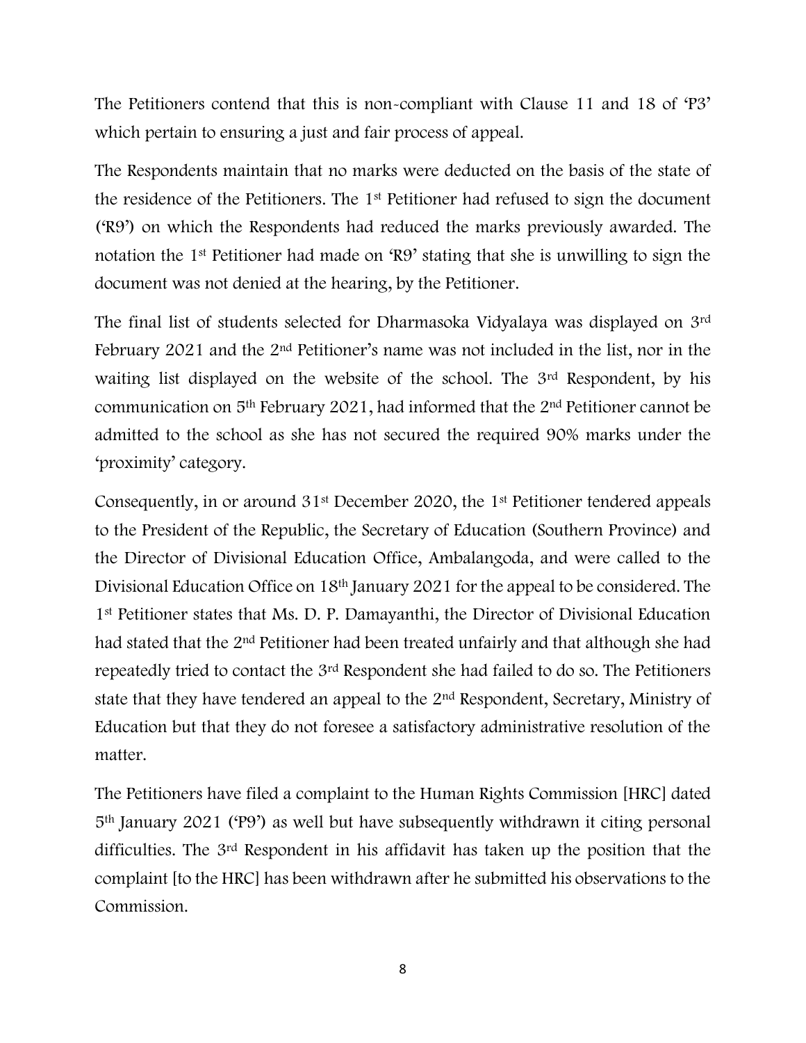The Petitioners contend that this is non-compliant with Clause 11 and 18 of 'P3' which pertain to ensuring a just and fair process of appeal.

The Respondents maintain that no marks were deducted on the basis of the state of the residence of the Petitioners. The 1st Petitioner had refused to sign the document ('R9') on which the Respondents had reduced the marks previously awarded. The notation the 1st Petitioner had made on 'R9' stating that she is unwilling to sign the document was not denied at the hearing, by the Petitioner.

The final list of students selected for Dharmasoka Vidyalaya was displayed on 3rd February 2021 and the 2nd Petitioner's name was not included in the list, nor in the waiting list displayed on the website of the school. The 3rd Respondent, by his communication on 5th February 2021, had informed that the 2nd Petitioner cannot be admitted to the school as she has not secured the required 90% marks under the 'proximity' category.

Consequently, in or around 31st December 2020, the 1st Petitioner tendered appeals to the President of the Republic, the Secretary of Education (Southern Province) and the Director of Divisional Education Office, Ambalangoda, and were called to the Divisional Education Office on 18th January 2021 for the appeal to be considered. The 1st Petitioner states that Ms. D. P. Damayanthi, the Director of Divisional Education had stated that the 2nd Petitioner had been treated unfairly and that although she had repeatedly tried to contact the 3rd Respondent she had failed to do so. The Petitioners state that they have tendered an appeal to the 2nd Respondent, Secretary, Ministry of Education but that they do not foresee a satisfactory administrative resolution of the matter.

The Petitioners have filed a complaint to the Human Rights Commission [HRC] dated 5th January 2021 ('P9') as well but have subsequently withdrawn it citing personal difficulties. The 3rd Respondent in his affidavit has taken up the position that the complaint [to the HRC] has been withdrawn after he submitted his observations to the Commission.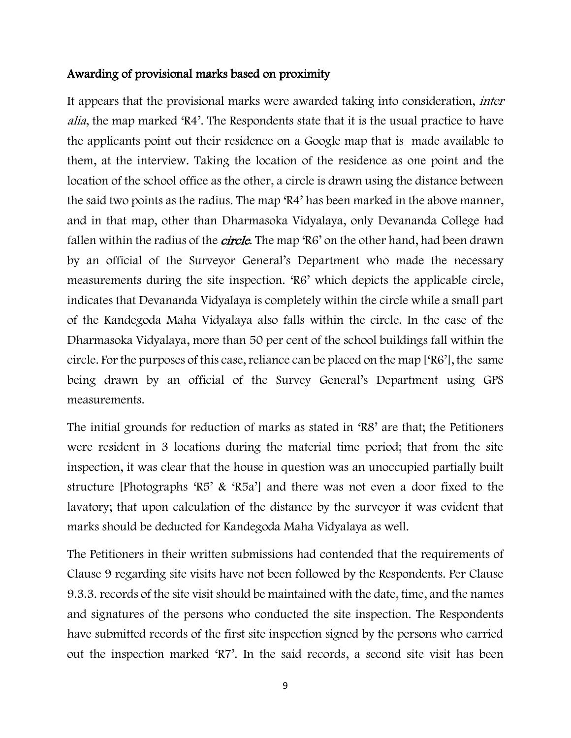## Awarding of provisional marks based on proximity

It appears that the provisional marks were awarded taking into consideration, *inter alia*, the map marked 'R4'. The Respondents state that it is the usual practice to have the applicants point out their residence on a Google map that is made available to them, at the interview. Taking the location of the residence as one point and the location of the school office as the other, a circle is drawn using the distance between the said two points as the radius. The map 'R4' has been marked in the above manner, and in that map, other than Dharmasoka Vidyalaya, only Devananda College had fallen within the radius of the ***circle***. The map 'R6' on the other hand, had been drawn by an official of the Surveyor General's Department who made the necessary measurements during the site inspection. 'R6' which depicts the applicable circle, indicates that Devananda Vidyalaya is completely within the circle while a small part of the Kandegoda Maha Vidyalaya also falls within the circle. In the case of the Dharmasoka Vidyalaya, more than 50 per cent of the school buildings fall within the circle. For the purposes of this case, reliance can be placed on the map ['R6'], the same being drawn by an official of the Survey General's Department using GPS measurements.

The initial grounds for reduction of marks as stated in 'R8' are that; the Petitioners were resident in 3 locations during the material time period; that from the site inspection, it was clear that the house in question was an unoccupied partially built structure [Photographs 'R5' & 'R5a'] and there was not even a door fixed to the lavatory; that upon calculation of the distance by the surveyor it was evident that marks should be deducted for Kandegoda Maha Vidyalaya as well.

The Petitioners in their written submissions had contended that the requirements of Clause 9 regarding site visits have not been followed by the Respondents. Per Clause 9.3.3. records of the site visit should be maintained with the date, time, and the names and signatures of the persons who conducted the site inspection. The Respondents have submitted records of the first site inspection signed by the persons who carried out the inspection marked 'R7'. In the said records, a second site visit has been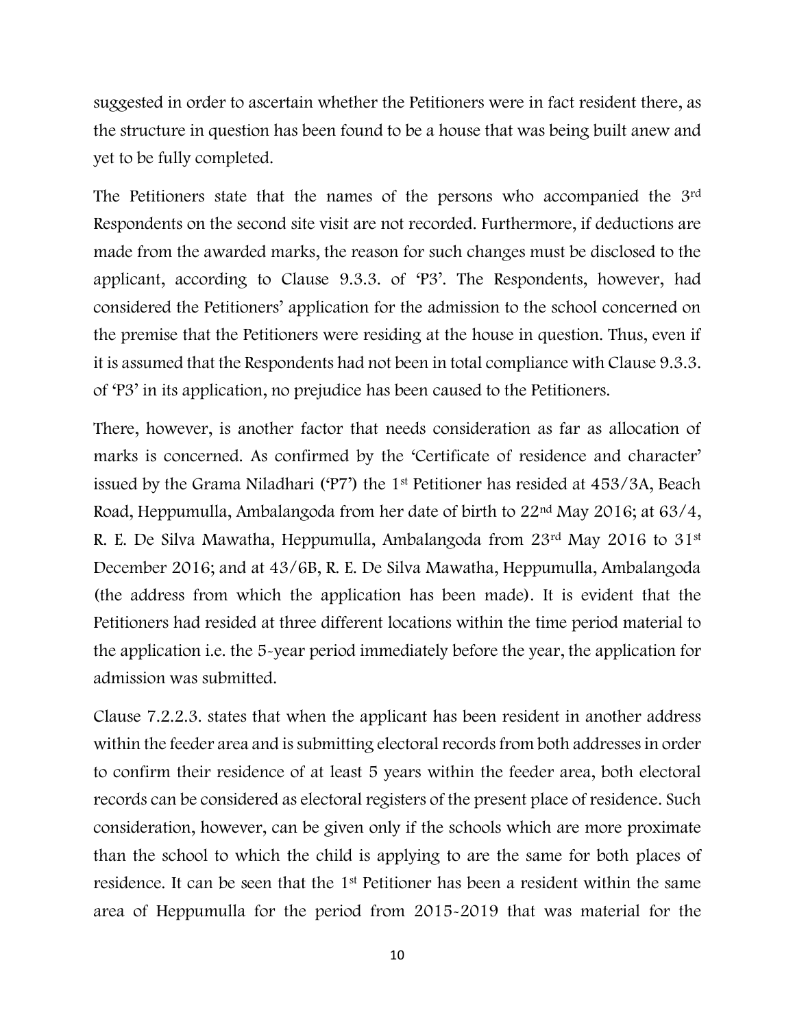suggested in order to ascertain whether the Petitioners were in fact resident there, as the structure in question has been found to be a house that was being built anew and yet to be fully completed.

The Petitioners state that the names of the persons who accompanied the 3rd Respondents on the second site visit are not recorded. Furthermore, if deductions are made from the awarded marks, the reason for such changes must be disclosed to the applicant, according to Clause 9.3.3. of 'P3'. The Respondents, however, had considered the Petitioners' application for the admission to the school concerned on the premise that the Petitioners were residing at the house in question. Thus, even if it is assumed that the Respondents had not been in total compliance with Clause 9.3.3. of 'P3' in its application, no prejudice has been caused to the Petitioners.

There, however, is another factor that needs consideration as far as allocation of marks is concerned. As confirmed by the 'Certificate of residence and character' issued by the Grama Niladhari ('P7') the 1st Petitioner has resided at 453/3A, Beach Road, Heppumulla, Ambalangoda from her date of birth to 22nd May 2016; at 63/4, R. E. De Silva Mawatha, Heppumulla, Ambalangoda from 23rd May 2016 to 31st December 2016; and at 43/6B, R. E. De Silva Mawatha, Heppumulla, Ambalangoda (the address from which the application has been made). It is evident that the Petitioners had resided at three different locations within the time period material to the application i.e. the 5-year period immediately before the year, the application for admission was submitted.

Clause 7.2.2.3. states that when the applicant has been resident in another address within the feeder area and is submitting electoral records from both addresses in order to confirm their residence of at least 5 years within the feeder area, both electoral records can be considered as electoral registers of the present place of residence. Such consideration, however, can be given only if the schools which are more proximate than the school to which the child is applying to are the same for both places of residence. It can be seen that the 1st Petitioner has been a resident within the same area of Heppumulla for the period from 2015-2019 that was material for the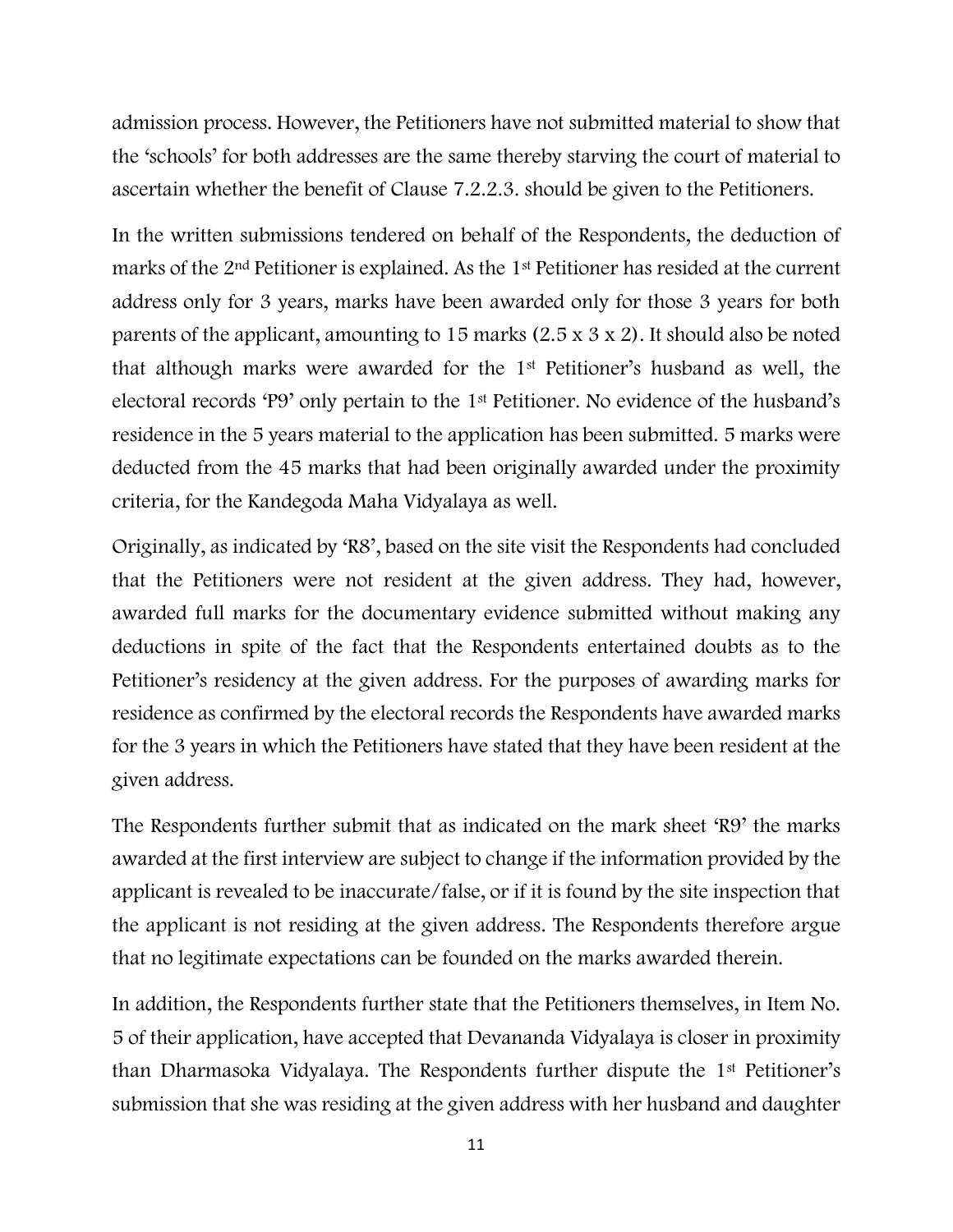admission process. However, the Petitioners have not submitted material to show that the 'schools' for both addresses are the same thereby starving the court of material to ascertain whether the benefit of Clause 7.2.2.3. should be given to the Petitioners.

In the written submissions tendered on behalf of the Respondents, the deduction of marks of the 2nd Petitioner is explained. As the 1st Petitioner has resided at the current address only for 3 years, marks have been awarded only for those 3 years for both parents of the applicant, amounting to 15 marks (2.5 x 3 x 2). It should also be noted that although marks were awarded for the 1st Petitioner's husband as well, the electoral records 'P9' only pertain to the 1st Petitioner. No evidence of the husband's residence in the 5 years material to the application has been submitted. 5 marks were deducted from the 45 marks that had been originally awarded under the proximity criteria, for the Kandegoda Maha Vidyalaya as well.

Originally, as indicated by 'R8', based on the site visit the Respondents had concluded that the Petitioners were not resident at the given address. They had, however, awarded full marks for the documentary evidence submitted without making any deductions in spite of the fact that the Respondents entertained doubts as to the Petitioner's residency at the given address. For the purposes of awarding marks for residence as confirmed by the electoral records the Respondents have awarded marks for the 3 years in which the Petitioners have stated that they have been resident at the given address.

The Respondents further submit that as indicated on the mark sheet 'R9' the marks awarded at the first interview are subject to change if the information provided by the applicant is revealed to be inaccurate/false, or if it is found by the site inspection that the applicant is not residing at the given address. The Respondents therefore argue that no legitimate expectations can be founded on the marks awarded therein.

In addition, the Respondents further state that the Petitioners themselves, in Item No. 5 of their application, have accepted that Devananda Vidyalaya is closer in proximity than Dharmasoka Vidyalaya. The Respondents further dispute the 1st Petitioner's submission that she was residing at the given address with her husband and daughter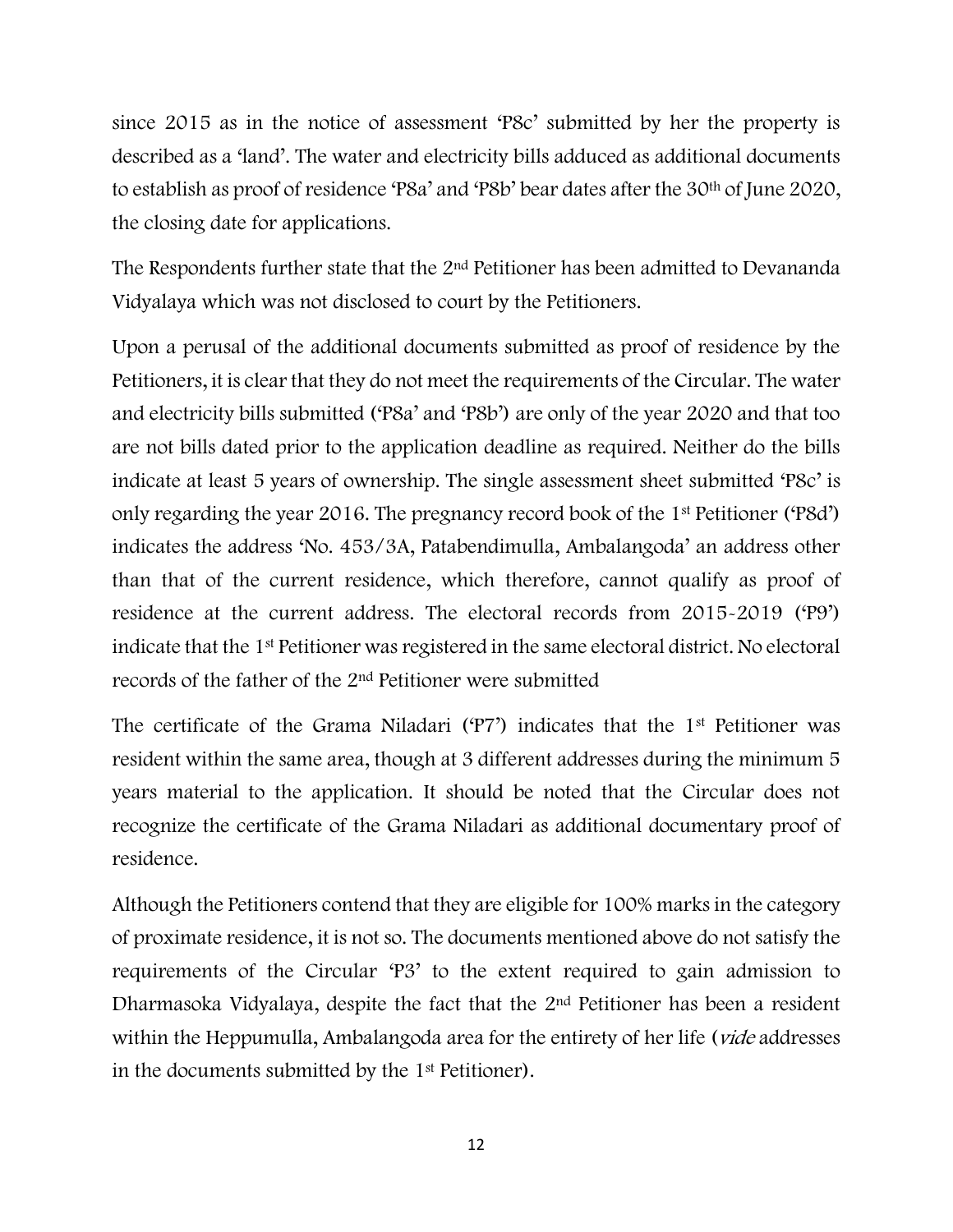since 2015 as in the notice of assessment 'P8c' submitted by her the property is described as a 'land'. The water and electricity bills adduced as additional documents to establish as proof of residence 'P8a' and 'P8b' bear dates after the 30th of June 2020, the closing date for applications.

The Respondents further state that the 2nd Petitioner has been admitted to Devananda Vidyalaya which was not disclosed to court by the Petitioners.

Upon a perusal of the additional documents submitted as proof of residence by the Petitioners, it is clear that they do not meet the requirements of the Circular. The water and electricity bills submitted ('P8a' and 'P8b') are only of the year 2020 and that too are not bills dated prior to the application deadline as required. Neither do the bills indicate at least 5 years of ownership. The single assessment sheet submitted 'P8c' is only regarding the year 2016. The pregnancy record book of the 1st Petitioner ('P8d') indicates the address 'No. 453/3A, Patabendimulla, Ambalangoda' an address other than that of the current residence, which therefore, cannot qualify as proof of residence at the current address. The electoral records from 2015-2019 ('P9') indicate that the 1st Petitioner was registered in the same electoral district. No electoral records of the father of the 2nd Petitioner were submitted

The certificate of the Grama Niladari ('P7') indicates that the 1st Petitioner was resident within the same area, though at 3 different addresses during the minimum 5 years material to the application. It should be noted that the Circular does not recognize the certificate of the Grama Niladari as additional documentary proof of residence.

Although the Petitioners contend that they are eligible for 100% marks in the category of proximate residence, it is not so. The documents mentioned above do not satisfy the requirements of the Circular 'P3' to the extent required to gain admission to Dharmasoka Vidyalaya, despite the fact that the 2nd Petitioner has been a resident within the Heppumulla, Ambalangoda area for the entirety of her life (*vide* addresses in the documents submitted by the 1st Petitioner).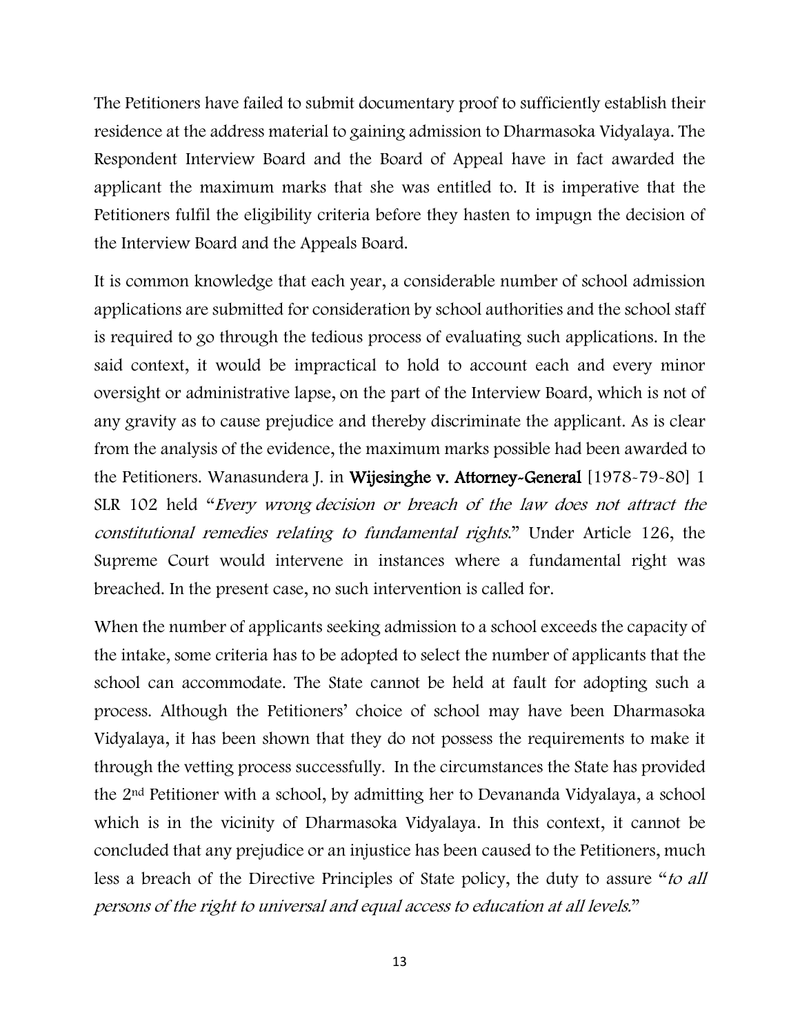The Petitioners have failed to submit documentary proof to sufficiently establish their residence at the address material to gaining admission to Dharmasoka Vidyalaya. The Respondent Interview Board and the Board of Appeal have in fact awarded the applicant the maximum marks that she was entitled to. It is imperative that the Petitioners fulfil the eligibility criteria before they hasten to impugn the decision of the Interview Board and the Appeals Board.

It is common knowledge that each year, a considerable number of school admission applications are submitted for consideration by school authorities and the school staff is required to go through the tedious process of evaluating such applications. In the said context, it would be impractical to hold to account each and every minor oversight or administrative lapse, on the part of the Interview Board, which is not of any gravity as to cause prejudice and thereby discriminate the applicant. As is clear from the analysis of the evidence, the maximum marks possible had been awarded to the Petitioners. Wanasundera J. in **Wijesinghe v. Attorney-General** [1978-79-80] 1 SLR 102 held "*Every wrong decision or breach of the law does not attract the constitutional remedies relating to fundamental rights.*" Under Article 126, the Supreme Court would intervene in instances where a fundamental right was breached. In the present case, no such intervention is called for.

When the number of applicants seeking admission to a school exceeds the capacity of the intake, some criteria has to be adopted to select the number of applicants that the school can accommodate. The State cannot be held at fault for adopting such a process. Although the Petitioners' choice of school may have been Dharmasoka Vidyalaya, it has been shown that they do not possess the requirements to make it through the vetting process successfully. In the circumstances the State has provided the 2nd Petitioner with a school, by admitting her to Devananda Vidyalaya, a school which is in the vicinity of Dharmasoka Vidyalaya. In this context, it cannot be concluded that any prejudice or an injustice has been caused to the Petitioners, much less a breach of the Directive Principles of State policy, the duty to assure "*to all persons of the right to universal and equal access to education at all levels.*"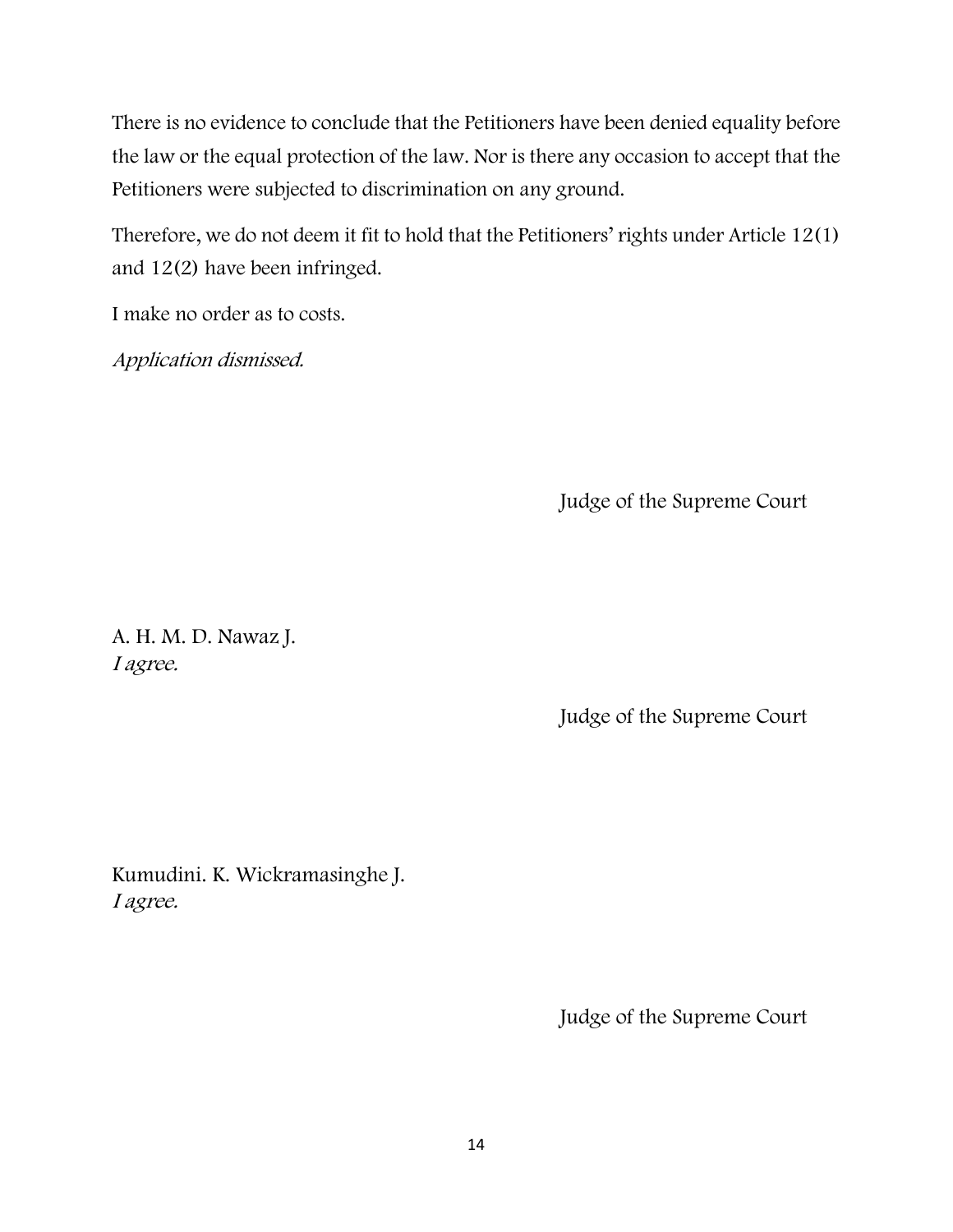There is no evidence to conclude that the Petitioners have been denied equality before the law or the equal protection of the law. Nor is there any occasion to accept that the Petitioners were subjected to discrimination on any ground.

Therefore, we do not deem it fit to hold that the Petitioners' rights under Article 12(1) and 12(2) have been infringed.

I make no order as to costs.

*Application dismissed.*

Judge of the Supreme Court

A. H. M. D. Nawaz J.
*I agree.*

Judge of the Supreme Court

Kumudini. K. Wickramasinghe J.
*I agree.*

Judge of the Supreme Court